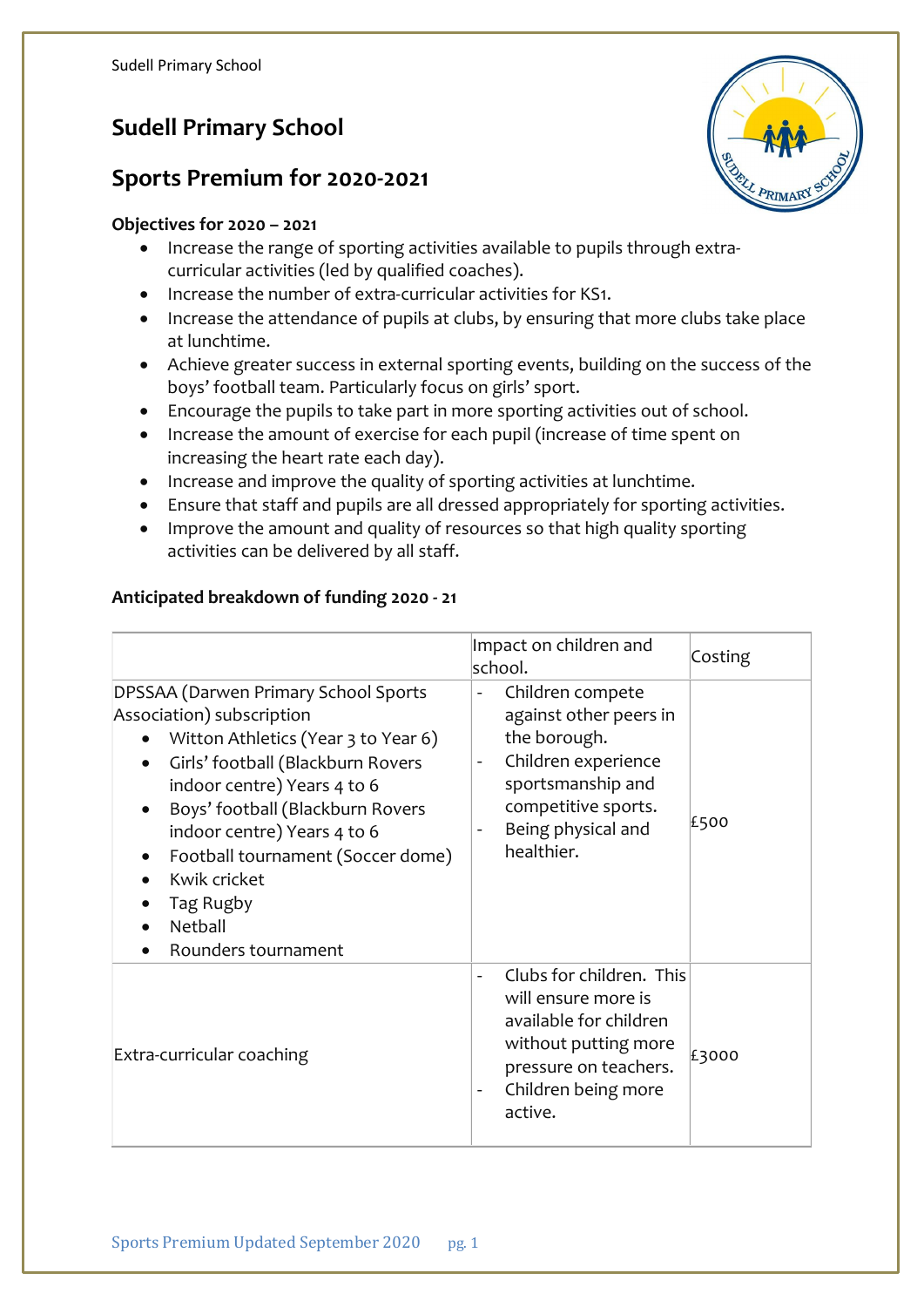# Sudell Primary School

## Sports Premium for 2020-2021

**Objectives for 2020 – 2021**

- Increase the range of sporting activities available to pupils through extra-curricular activities (led by qualified coaches).
- Increase the number of extra-curricular activities for KS1.
- Increase the attendance of pupils at clubs, by ensuring that more clubs take place at lunchtime.
- Achieve greater success in external sporting events, building on the success of the boys' football team. Particularly focus on girls' sport.
- Encourage the pupils to take part in more sporting activities out of school.
- Increase the amount of exercise for each pupil (increase of time spent on increasing the heart rate each day).
- Increase and improve the quality of sporting activities at lunchtime.
- Ensure that staff and pupils are all dressed appropriately for sporting activities.
- Improve the amount and quality of resources so that high quality sporting activities can be delivered by all staff.

**Anticipated breakdown of funding 2020 - 21**

| | Impact on children and school. | Costing |
|---|---|---|
| DPSSAA (Darwen Primary School Sports Association) subscription<br>• Witton Athletics (Year 3 to Year 6)<br>• Girls' football (Blackburn Rovers indoor centre) Years 4 to 6<br>• Boys' football (Blackburn Rovers indoor centre) Years 4 to 6<br>• Football tournament (Soccer dome)<br>• Kwik cricket<br>• Tag Rugby<br>• Netball<br>• Rounders tournament | - Children compete against other peers in the borough.<br>- Children experience sportsmanship and competitive sports.<br>- Being physical and healthier. | £500 |
| Extra-curricular coaching | - Clubs for children. This will ensure more is available for children without putting more pressure on teachers.<br>- Children being more active. | £3000 |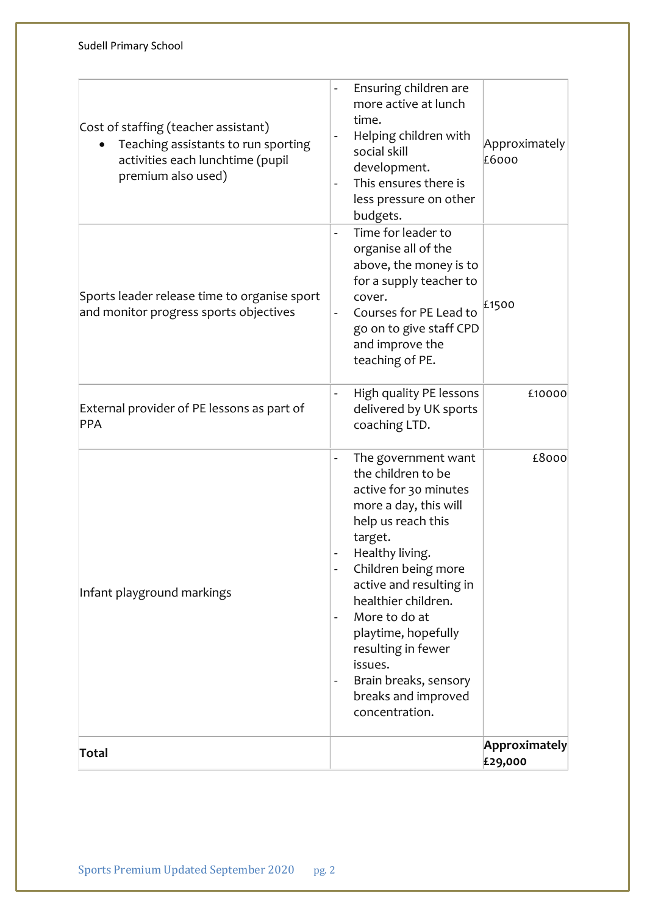| | | |
|---|---|---|
| Cost of staffing (teacher assistant)<br>• Teaching assistants to run sporting activities each lunchtime (pupil premium also used) | - Ensuring children are more active at lunch time.<br>- Helping children with social skill development.<br>- This ensures there is less pressure on other budgets. | Approximately £6000 |
| Sports leader release time to organise sport and monitor progress sports objectives | - Time for leader to organise all of the above, the money is to for a supply teacher to cover.<br>- Courses for PE Lead to go on to give staff CPD and improve the teaching of PE. | £1500 |
| External provider of PE lessons as part of PPA | - High quality PE lessons delivered by UK sports coaching LTD. | £10000 |
| Infant playground markings | - The government want the children to be active for 30 minutes more a day, this will help us reach this target.<br>- Healthy living.<br>- Children being more active and resulting in healthier children.<br>- More to do at playtime, hopefully resulting in fewer issues.<br>- Brain breaks, sensory breaks and improved concentration. | £8000 |
| **Total** | | **Approximately £29,000** |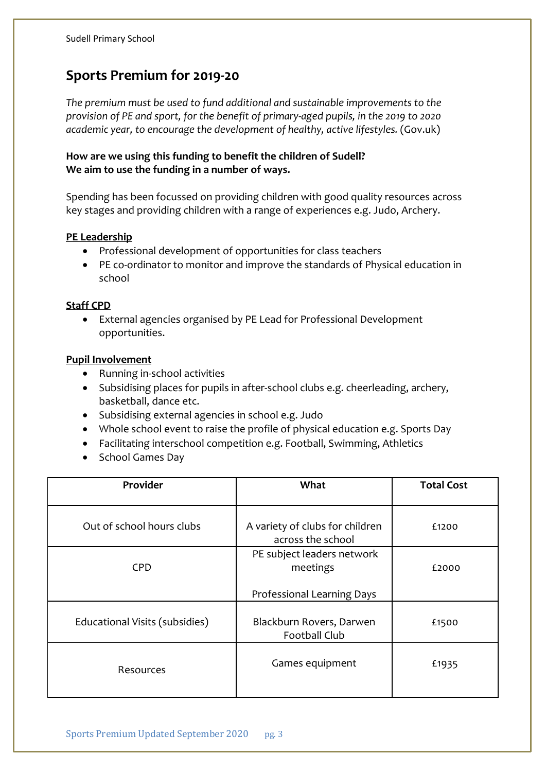## Sports Premium for 2019-20

*The premium must be used to fund additional and sustainable improvements to the provision of PE and sport, for the benefit of primary-aged pupils, in the 2019 to 2020 academic year, to encourage the development of healthy, active lifestyles.* (Gov.uk)

**How are we using this funding to benefit the children of Sudell?**
**We aim to use the funding in a number of ways.**

Spending has been focussed on providing children with good quality resources across key stages and providing children with a range of experiences e.g. Judo, Archery.

**PE Leadership**

- Professional development of opportunities for class teachers
- PE co-ordinator to monitor and improve the standards of Physical education in school

**Staff CPD**

- External agencies organised by PE Lead for Professional Development opportunities.

**Pupil Involvement**

- Running in-school activities
- Subsidising places for pupils in after-school clubs e.g. cheerleading, archery, basketball, dance etc.
- Subsidising external agencies in school e.g. Judo
- Whole school event to raise the profile of physical education e.g. Sports Day
- Facilitating interschool competition e.g. Football, Swimming, Athletics
- School Games Day

| Provider | What | Total Cost |
| --- | --- | --- |
| Out of school hours clubs | A variety of clubs for children across the school | £1200 |
| CPD | PE subject leaders network meetings<br><br>Professional Learning Days | £2000 |
| Educational Visits (subsidies) | Blackburn Rovers, Darwen Football Club | £1500 |
| Resources | Games equipment | £1935 |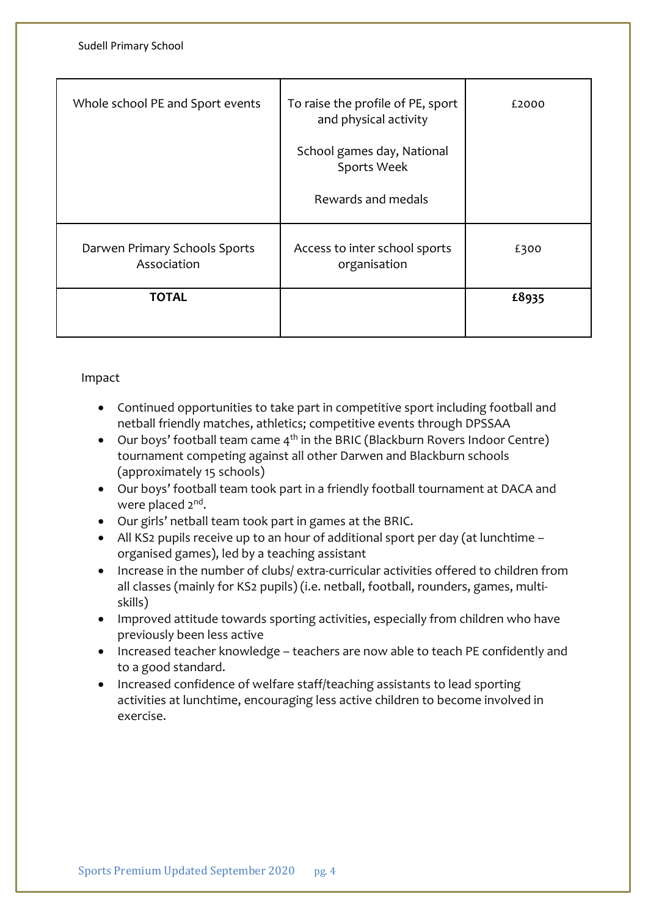| | | |
|---|---|---|
| Whole school PE and Sport events | To raise the profile of PE, sport and physical activity<br><br>School games day, National Sports Week<br><br>Rewards and medals | £2000 |
| Darwen Primary Schools Sports Association | Access to inter school sports organisation | £300 |
| **TOTAL** | | **£8935** |

Impact

- Continued opportunities to take part in competitive sport including football and netball friendly matches, athletics; competitive events through DPSSAA
- Our boys' football team came 4th in the BRIC (Blackburn Rovers Indoor Centre) tournament competing against all other Darwen and Blackburn schools (approximately 15 schools)
- Our boys' football team took part in a friendly football tournament at DACA and were placed 2nd.
- Our girls' netball team took part in games at the BRIC.
- All KS2 pupils receive up to an hour of additional sport per day (at lunchtime – organised games), led by a teaching assistant
- Increase in the number of clubs/ extra-curricular activities offered to children from all classes (mainly for KS2 pupils) (i.e. netball, football, rounders, games, multi-skills)
- Improved attitude towards sporting activities, especially from children who have previously been less active
- Increased teacher knowledge – teachers are now able to teach PE confidently and to a good standard.
- Increased confidence of welfare staff/teaching assistants to lead sporting activities at lunchtime, encouraging less active children to become involved in exercise.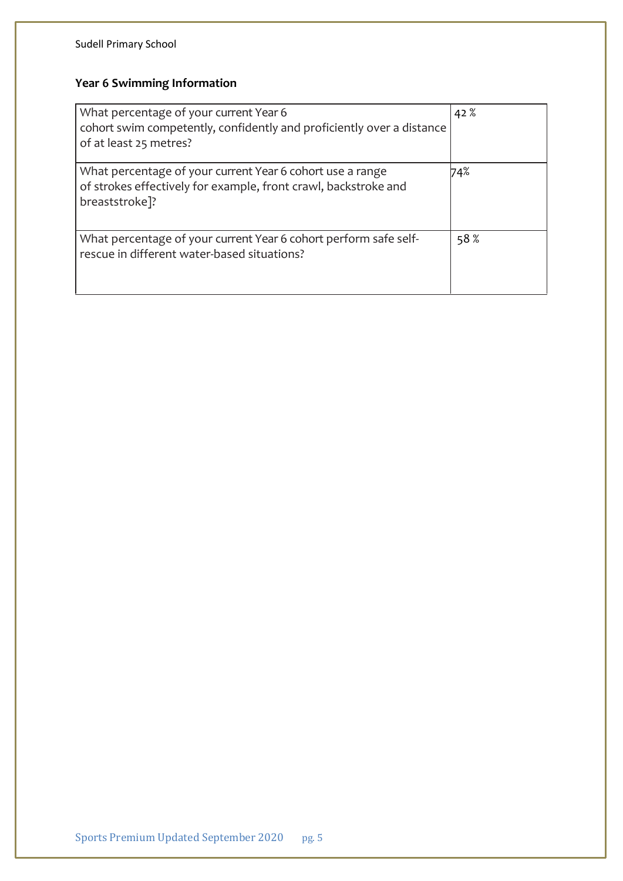## Year 6 Swimming Information

| | |
|---|---|
| What percentage of your current Year 6 cohort swim competently, confidently and proficiently over a distance of at least 25 metres? | 42 % |
| What percentage of your current Year 6 cohort use a range of strokes effectively for example, front crawl, backstroke and breaststroke]? | 74% |
| What percentage of your current Year 6 cohort perform safe self-rescue in different water-based situations? | 58 % |